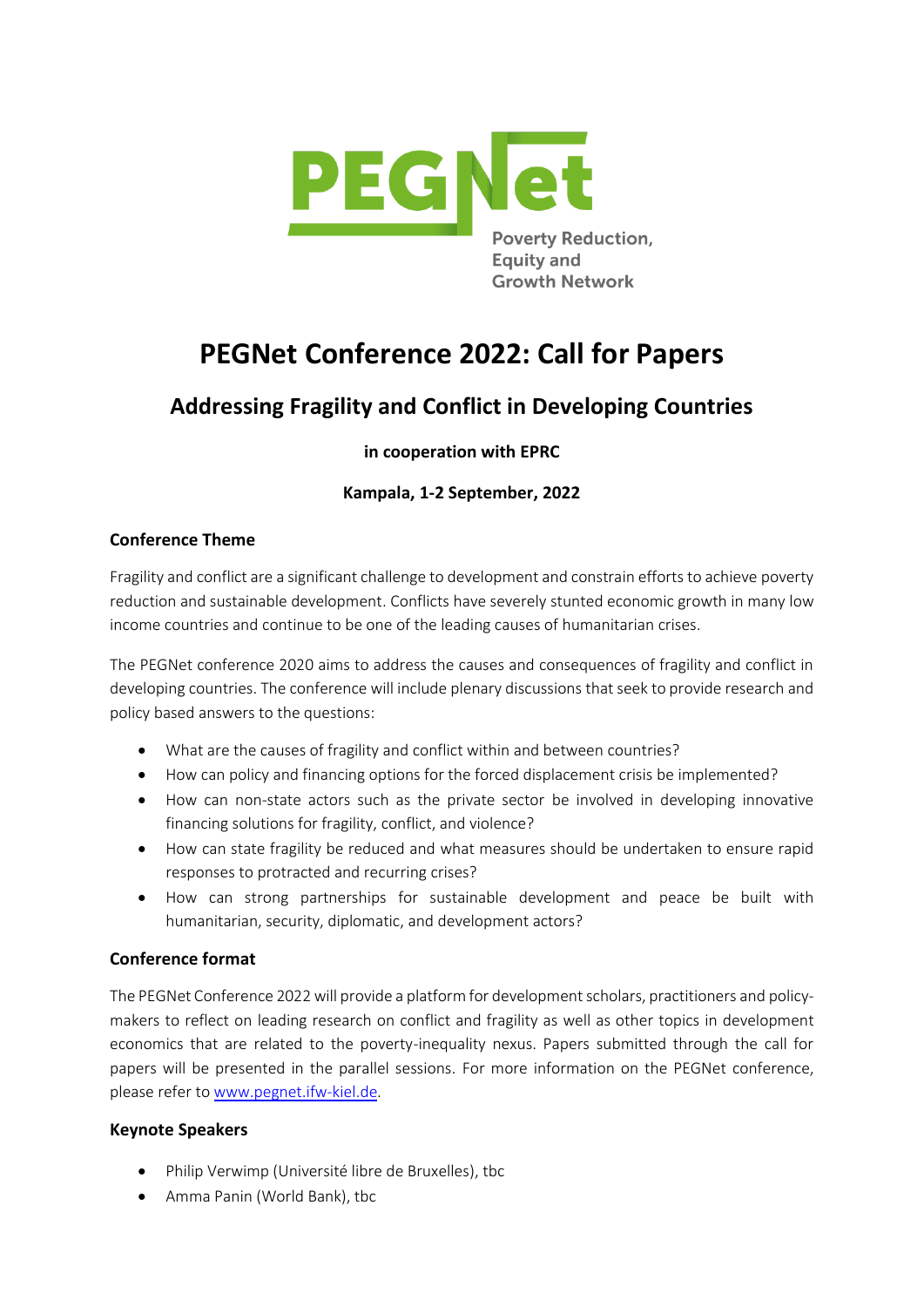PEGNet

Poverty Reduction, Equity and Growth Network

# PEGNet Conference 2022: Call for Papers

## Addressing Fragility and Conflict in Developing Countries

**in cooperation with EPRC**

**Kampala, 1-2 September, 2022**

### Conference Theme

Fragility and conflict are a significant challenge to development and constrain efforts to achieve poverty reduction and sustainable development. Conflicts have severely stunted economic growth in many low income countries and continue to be one of the leading causes of humanitarian crises.

The PEGNet conference 2020 aims to address the causes and consequences of fragility and conflict in developing countries. The conference will include plenary discussions that seek to provide research and policy based answers to the questions:

- What are the causes of fragility and conflict within and between countries?
- How can policy and financing options for the forced displacement crisis be implemented?
- How can non-state actors such as the private sector be involved in developing innovative financing solutions for fragility, conflict, and violence?
- How can state fragility be reduced and what measures should be undertaken to ensure rapid responses to protracted and recurring crises?
- How can strong partnerships for sustainable development and peace be built with humanitarian, security, diplomatic, and development actors?

### Conference format

The PEGNet Conference 2022 will provide a platform for development scholars, practitioners and policy-makers to reflect on leading research on conflict and fragility as well as other topics in development economics that are related to the poverty-inequality nexus. Papers submitted through the call for papers will be presented in the parallel sessions. For more information on the PEGNet conference, please refer to [www.pegnet.ifw-kiel.de](www.pegnet.ifw-kiel.de).

### Keynote Speakers

- Philip Verwimp (Université libre de Bruxelles), tbc
- Amma Panin (World Bank), tbc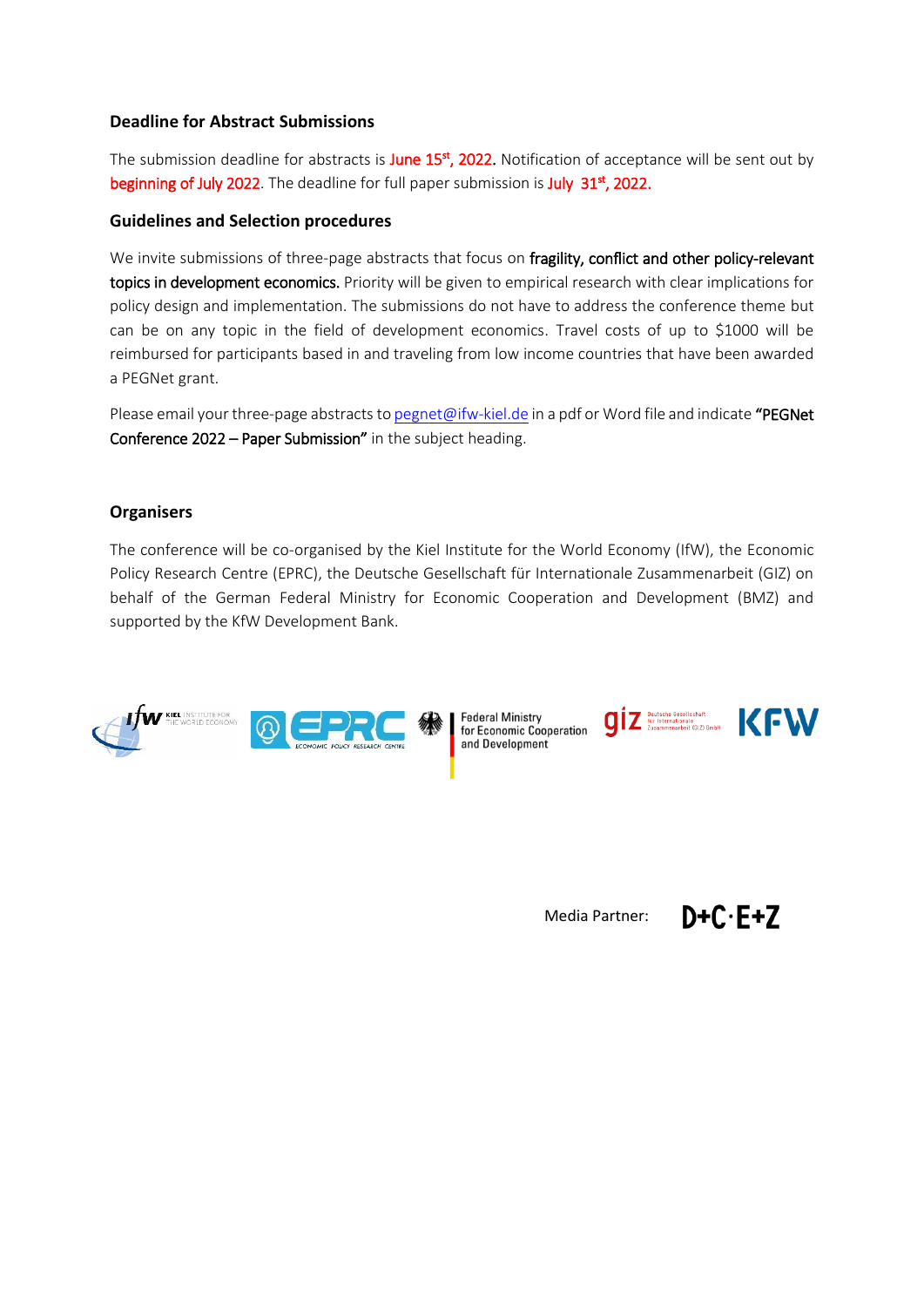### Deadline for Abstract Submissions

The submission deadline for abstracts is June 15st, 2022. Notification of acceptance will be sent out by beginning of July 2022. The deadline for full paper submission is July 31st, 2022.

### Guidelines and Selection procedures

We invite submissions of three-page abstracts that focus on **fragility, conflict and other policy-relevant topics in development economics.** Priority will be given to empirical research with clear implications for policy design and implementation. The submissions do not have to address the conference theme but can be on any topic in the field of development economics. Travel costs of up to $1000 will be reimbursed for participants based in and traveling from low income countries that have been awarded a PEGNet grant.

Please email your three-page abstracts to pegnet@ifw-kiel.de in a pdf or Word file and indicate **"PEGNet Conference 2022 – Paper Submission"** in the subject heading.

### Organisers

The conference will be co-organised by the Kiel Institute for the World Economy (IfW), the Economic Policy Research Centre (EPRC), the Deutsche Gesellschaft für Internationale Zusammenarbeit (GIZ) on behalf of the German Federal Ministry for Economic Cooperation and Development (BMZ) and supported by the KfW Development Bank.

Media Partner: